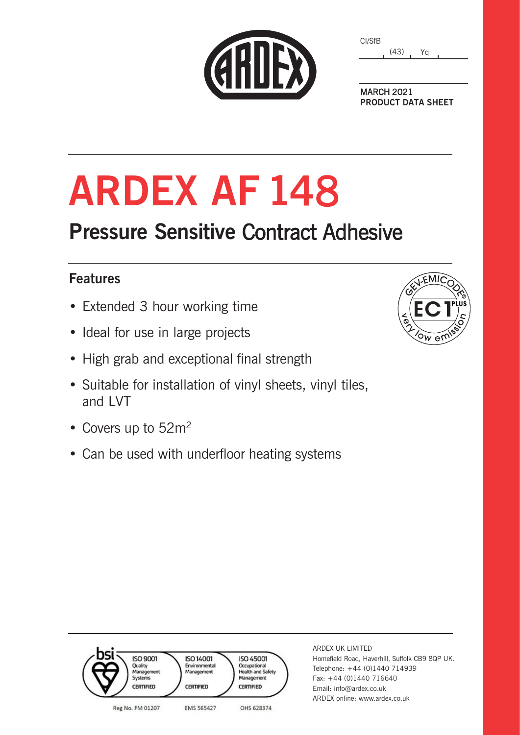CI/SfB

(43) Yq

MARCH 2021
**PRODUCT DATA SHEET**

# ARDEX AF 148

## Pressure Sensitive Contract Adhesive

### Features

- Extended 3 hour working time
- Ideal for use in large projects
- High grab and exceptional final strength
- Suitable for installation of vinyl sheets, vinyl tiles, and LVT
- Covers up to $52m^2$
- Can be used with underfloor heating systems

GEV-EMICODE® EC 1 PLUS very low emission

bsi ISO 9001 Quality Management Systems CERTIFIED — Reg No. FM 01207
ISO 14001 Environmental Management CERTIFIED — EMS 565427
ISO 45001 Occupational Health and Safety Management CERTIFIED — OHS 628374

ARDEX UK LIMITED
Homefield Road, Haverhill, Suffolk CB9 8QP UK.
Telephone: +44 (0)1440 714939
Fax: +44 (0)1440 716640
Email: info@ardex.co.uk
ARDEX online: www.ardex.co.uk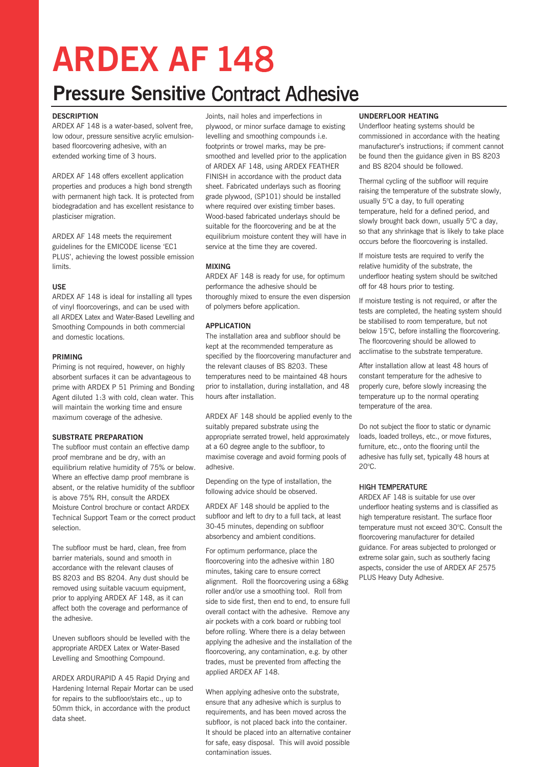# ARDEX AF 148

## Pressure Sensitive Contract Adhesive

### DESCRIPTION

ARDEX AF 148 is a water-based, solvent free, low odour, pressure sensitive acrylic emulsion-based floorcovering adhesive, with an extended working time of 3 hours.

ARDEX AF 148 offers excellent application properties and produces a high bond strength with permanent high tack. It is protected from biodegradation and has excellent resistance to plasticiser migration.

ARDEX AF 148 meets the requirement guidelines for the EMICODE license 'EC1 PLUS', achieving the lowest possible emission limits.

### USE

ARDEX AF 148 is ideal for installing all types of vinyl floorcoverings, and can be used with all ARDEX Latex and Water-Based Levelling and Smoothing Compounds in both commercial and domestic locations.

### PRIMING

Priming is not required, however, on highly absorbent surfaces it can be advantageous to prime with ARDEX P 51 Priming and Bonding Agent diluted 1:3 with cold, clean water. This will maintain the working time and ensure maximum coverage of the adhesive.

### SUBSTRATE PREPARATION

The subfloor must contain an effective damp proof membrane and be dry, with an equilibrium relative humidity of 75% or below. Where an effective damp proof membrane is absent, or the relative humidity of the subfloor is above 75% RH, consult the ARDEX Moisture Control brochure or contact ARDEX Technical Support Team or the correct product selection.

The subfloor must be hard, clean, free from barrier materials, sound and smooth in accordance with the relevant clauses of BS 8203 and BS 8204. Any dust should be removed using suitable vacuum equipment, prior to applying ARDEX AF 148, as it can affect both the coverage and performance of the adhesive.

Uneven subfloors should be levelled with the appropriate ARDEX Latex or Water-Based Levelling and Smoothing Compound.

ARDEX ARDURAPID A 45 Rapid Drying and Hardening Internal Repair Mortar can be used for repairs to the subfloor/stairs etc., up to 50mm thick, in accordance with the product data sheet.

Joints, nail holes and imperfections in plywood, or minor surface damage to existing levelling and smoothing compounds i.e. footprints or trowel marks, may be pre-smoothed and levelled prior to the application of ARDEX AF 148, using ARDEX FEATHER FINISH in accordance with the product data sheet. Fabricated underlays such as flooring grade plywood, (SP101) should be installed where required over existing timber bases. Wood-based fabricated underlays should be suitable for the floorcovering and be at the equilibrium moisture content they will have in service at the time they are covered.

### MIXING

ARDEX AF 148 is ready for use, for optimum performance the adhesive should be thoroughly mixed to ensure the even dispersion of polymers before application.

### APPLICATION

The installation area and subfloor should be kept at the recommended temperature as specified by the floorcovering manufacturer and the relevant clauses of BS 8203. These temperatures need to be maintained 48 hours prior to installation, during installation, and 48 hours after installation.

ARDEX AF 148 should be applied evenly to the suitably prepared substrate using the appropriate serrated trowel, held approximately at a 60 degree angle to the subfloor, to maximise coverage and avoid forming pools of adhesive.

Depending on the type of installation, the following advice should be observed.

ARDEX AF 148 should be applied to the subfloor and left to dry to a full tack, at least 30-45 minutes, depending on subfloor absorbency and ambient conditions.

For optimum performance, place the floorcovering into the adhesive within 180 minutes, taking care to ensure correct alignment. Roll the floorcovering using a 68kg roller and/or use a smoothing tool. Roll from side to side first, then end to end, to ensure full overall contact with the adhesive. Remove any air pockets with a cork board or rubbing tool before rolling. Where there is a delay between applying the adhesive and the installation of the floorcovering, any contamination, e.g. by other trades, must be prevented from affecting the applied ARDEX AF 148.

When applying adhesive onto the substrate, ensure that any adhesive which is surplus to requirements, and has been moved across the subfloor, is not placed back into the container. It should be placed into an alternative container for safe, easy disposal. This will avoid possible contamination issues.

### UNDERFLOOR HEATING

Underfloor heating systems should be commissioned in accordance with the heating manufacturer's instructions; if comment cannot be found then the guidance given in BS 8203 and BS 8204 should be followed.

Thermal cycling of the subfloor will require raising the temperature of the substrate slowly, usually 5°C a day, to full operating temperature, held for a defined period, and slowly brought back down, usually 5°C a day, so that any shrinkage that is likely to take place occurs before the floorcovering is installed.

If moisture tests are required to verify the relative humidity of the substrate, the underfloor heating system should be switched off for 48 hours prior to testing.

If moisture testing is not required, or after the tests are completed, the heating system should be stabilised to room temperature, but not below 15°C, before installing the floorcovering. The floorcovering should be allowed to acclimatise to the substrate temperature.

After installation allow at least 48 hours of constant temperature for the adhesive to properly cure, before slowly increasing the temperature up to the normal operating temperature of the area.

Do not subject the floor to static or dynamic loads, loaded trolleys, etc., or move fixtures, furniture, etc., onto the flooring until the adhesive has fully set, typically 48 hours at 20°C.

### HIGH TEMPERATURE

ARDEX AF 148 is suitable for use over underfloor heating systems and is classified as high temperature resistant. The surface floor temperature must not exceed 30°C. Consult the floorcovering manufacturer for detailed guidance. For areas subjected to prolonged or extreme solar gain, such as southerly facing aspects, consider the use of ARDEX AF 2575 PLUS Heavy Duty Adhesive.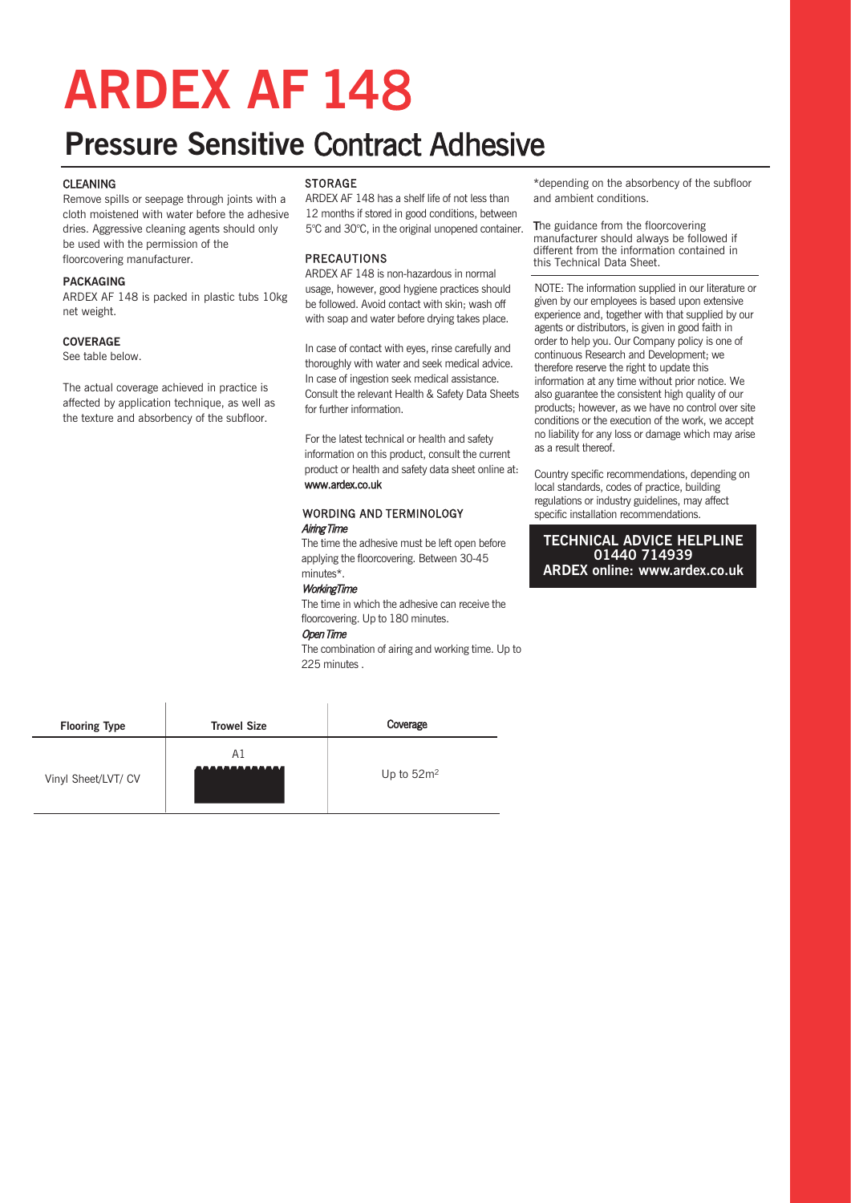# ARDEX AF 148

## Pressure Sensitive Contract Adhesive

### CLEANING

Remove spills or seepage through joints with a cloth moistened with water before the adhesive dries. Aggressive cleaning agents should only be used with the permission of the floorcovering manufacturer.

### PACKAGING

ARDEX AF 148 is packed in plastic tubs 10kg net weight.

### COVERAGE

See table below.

The actual coverage achieved in practice is affected by application technique, as well as the texture and absorbency of the subfloor.

### STORAGE

ARDEX AF 148 has a shelf life of not less than 12 months if stored in good conditions, between 5°C and 30°C, in the original unopened container.

### PRECAUTIONS

ARDEX AF 148 is non-hazardous in normal usage, however, good hygiene practices should be followed. Avoid contact with skin; wash off with soap and water before drying takes place.

In case of contact with eyes, rinse carefully and thoroughly with water and seek medical advice. In case of ingestion seek medical assistance. Consult the relevant Health & Safety Data Sheets for further information.

For the latest technical or health and safety information on this product, consult the current product or health and safety data sheet online at: **www.ardex.co.uk**

### WORDING AND TERMINOLOGY

***Airing Time***

The time the adhesive must be left open before applying the floorcovering. Between 30-45 minutes*.

***Working Time***

The time in which the adhesive can receive the floorcovering. Up to 180 minutes.

***Open Time***

The combination of airing and working time. Up to 225 minutes .

*depending on the absorbency of the subfloor and ambient conditions.

The guidance from the floorcovering manufacturer should always be followed if different from the information contained in this Technical Data Sheet.

NOTE: The information supplied in our literature or given by our employees is based upon extensive experience and, together with that supplied by our agents or distributors, is given in good faith in order to help you. Our Company policy is one of continuous Research and Development; we therefore reserve the right to update this information at any time without prior notice. We also guarantee the consistent high quality of our products; however, as we have no control over site conditions or the execution of the work, we accept no liability for any loss or damage which may arise as a result thereof.

Country specific recommendations, depending on local standards, codes of practice, building regulations or industry guidelines, may affect specific installation recommendations.

**TECHNICAL ADVICE HELPLINE**
**01440 714939**
**ARDEX online: www.ardex.co.uk**

| Flooring Type | Trowel Size | Coverage |
| --- | --- | --- |
| Vinyl Sheet/LVT/ CV | A1 | Up to 52m$^2$ |